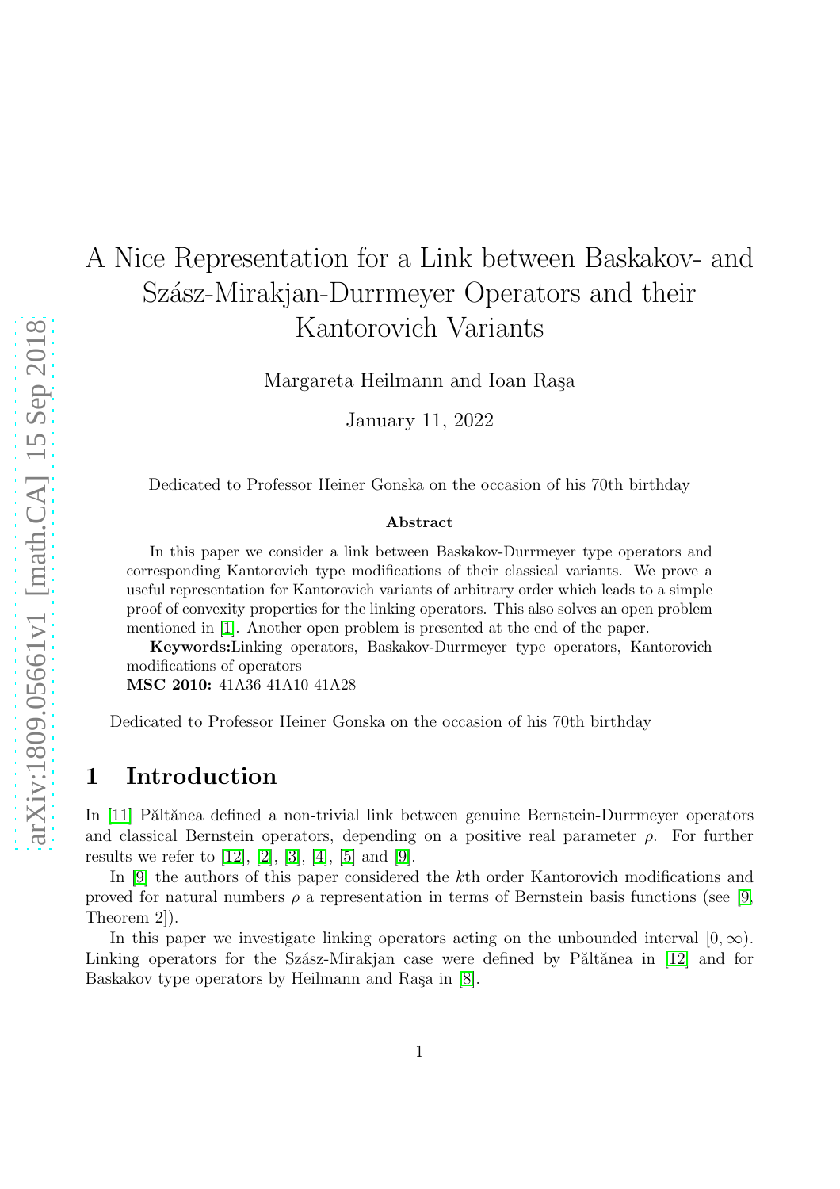# A Nice Representation for a Link between Baskakov- and Szász-Mirakjan-Durrmeyer Operators and their Kantorovich Variants

Margareta Heilmann and Ioan Raşa

January 11, 2022

Dedicated to Professor Heiner Gonska on the occasion of his 70th birthday

**Abstract**

In this paper we consider a link between Baskakov-Durrmeyer type operators and corresponding Kantorovich type modifications of their classical variants. We prove a useful representation for Kantorovich variants of arbitrary order which leads to a simple proof of convexity properties for the linking operators. This also solves an open problem mentioned in [1]. Another open problem is presented at the end of the paper.

**Keywords:**Linking operators, Baskakov-Durrmeyer type operators, Kantorovich modifications of operators

**MSC 2010:** 41A36 41A10 41A28

Dedicated to Professor Heiner Gonska on the occasion of his 70th birthday

## 1 Introduction

In [11] Păltănea defined a non-trivial link between genuine Bernstein-Durrmeyer operators and classical Bernstein operators, depending on a positive real parameter $\rho$. For further results we refer to [12], [2], [3], [4], [5] and [9].

In [9] the authors of this paper considered the $k$th order Kantorovich modifications and proved for natural numbers $\rho$ a representation in terms of Bernstein basis functions (see [9, Theorem 2]).

In this paper we investigate linking operators acting on the unbounded interval $[0, \infty)$. Linking operators for the Szász-Mirakjan case were defined by Păltănea in [12] and for Baskakov type operators by Heilmann and Raşa in [8].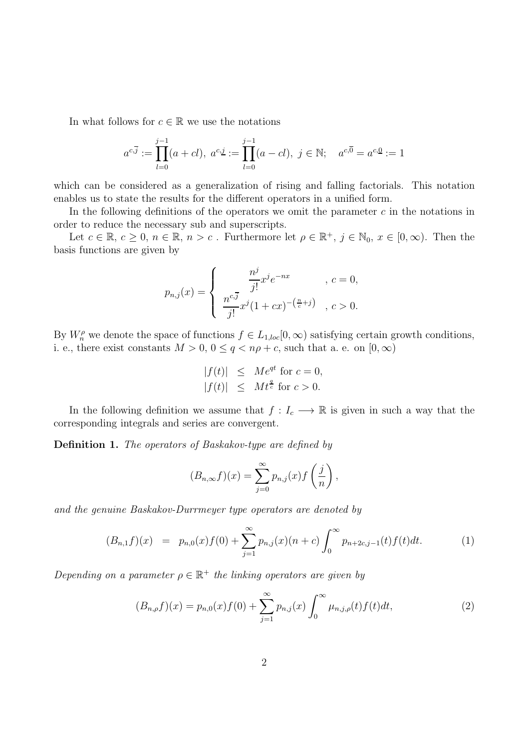In what follows for $c \in \mathbb{R}$ we use the notations

$$a^{c,\overline{j}} := \prod_{l=0}^{j-1} (a + cl),\ a^{c,\underline{j}} := \prod_{l=0}^{j-1} (a - cl),\ j \in \mathbb{N}; \quad a^{c,\overline{0}} = a^{c,\underline{0}} := 1$$

which can be considered as a generalization of rising and falling factorials. This notation enables us to state the results for the different operators in a unified form.

In the following definitions of the operators we omit the parameter $c$ in the notations in order to reduce the necessary sub and superscripts.

Let $c \in \mathbb{R}$, $c \geq 0$, $n \in \mathbb{R}$, $n > c$ . Furthermore let $\rho \in \mathbb{R}^+$, $j \in \mathbb{N}_0$, $x \in [0, \infty)$. Then the basis functions are given by

$$p_{n,j}(x) = \begin{cases} \dfrac{n^j}{j!} x^j e^{-nx} & , c = 0, \\ \dfrac{n^{c,\overline{j}}}{j!} x^j (1 + cx)^{-\left(\frac{n}{c} + j\right)} & , c > 0. \end{cases}$$

By $W_n^\rho$ we denote the space of functions $f \in L_{1,loc}[0, \infty)$ satisfying certain growth conditions, i. e., there exist constants $M > 0$, $0 \leq q < n\rho + c$, such that a. e. on $[0, \infty)$

$$\begin{aligned} |f(t)| &\leq Me^{qt} \text{ for } c = 0, \\ |f(t)| &\leq Mt^{\frac{q}{c}} \text{ for } c > 0. \end{aligned}$$

In the following definition we assume that $f : I_c \longrightarrow \mathbb{R}$ is given in such a way that the corresponding integrals and series are convergent.

**Definition 1.** *The operators of Baskakov-type are defined by*

$$(B_{n,\infty} f)(x) = \sum_{j=0}^{\infty} p_{n,j}(x) f\left(\frac{j}{n}\right),$$

*and the genuine Baskakov-Durrmeyer type operators are denoted by*

$$(B_{n,1} f)(x) \;\; = \;\; p_{n,0}(x) f(0) + \sum_{j=1}^{\infty} p_{n,j}(x)(n + c) \int_0^\infty p_{n+2c,j-1}(t) f(t) dt. \tag{1}$$

*Depending on a parameter $\rho \in \mathbb{R}^+$ the linking operators are given by*

$$(B_{n,\rho} f)(x) = p_{n,0}(x) f(0) + \sum_{j=1}^{\infty} p_{n,j}(x) \int_0^\infty \mu_{n,j,\rho}(t) f(t) dt, \tag{2}$$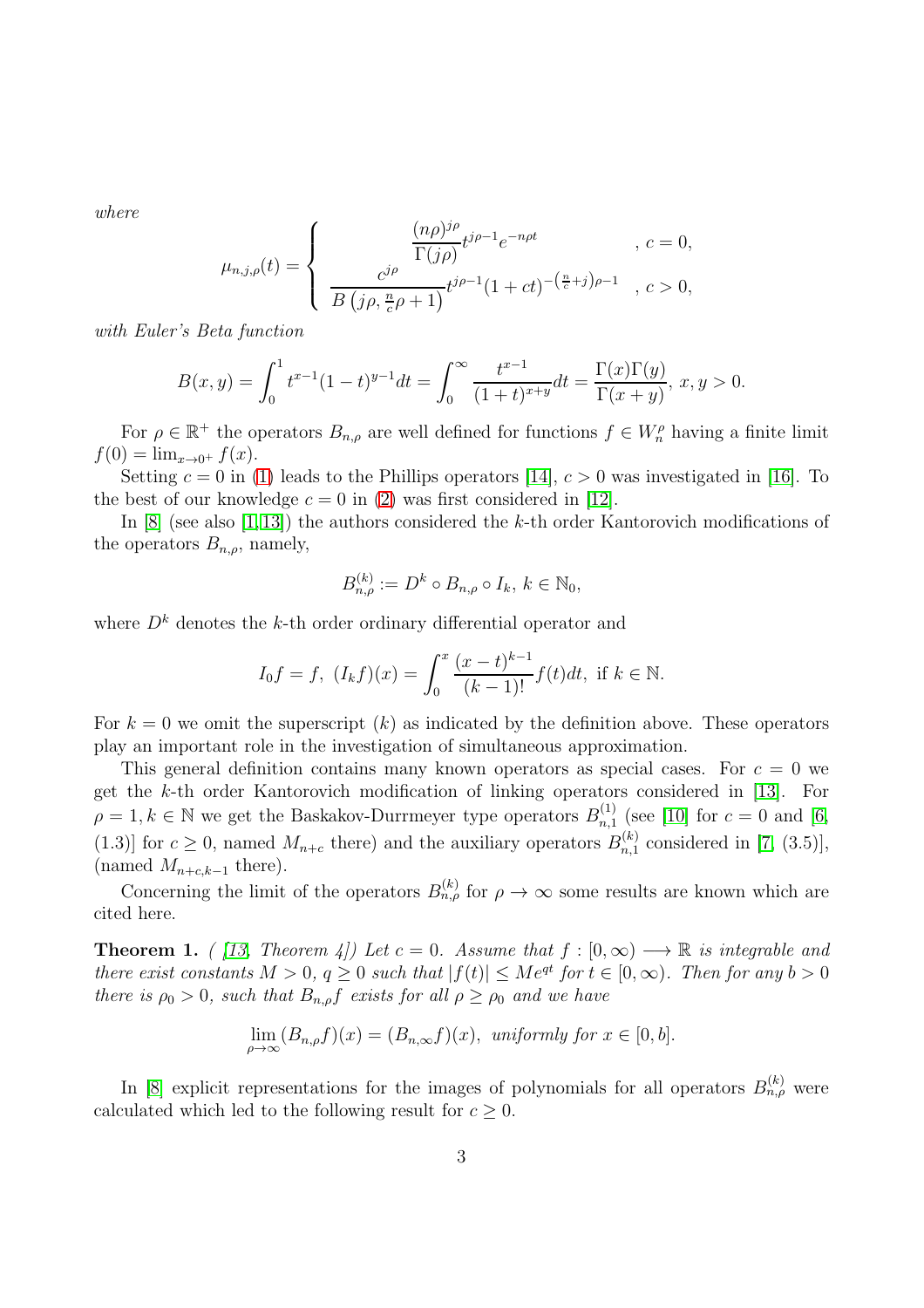*where*

$$\mu_{n,j,\rho}(t) = \begin{cases} \dfrac{(n\rho)^{j\rho}}{\Gamma(j\rho)} t^{j\rho-1} e^{-n\rho t} & , \ c = 0, \\ \dfrac{c^{j\rho}}{B\left(j\rho, \frac{n}{c}\rho + 1\right)} t^{j\rho-1}(1+ct)^{-\left(\frac{n}{c}+j\right)\rho-1} & , \ c > 0, \end{cases}$$

*with Euler's Beta function*

$$B(x,y) = \int_0^1 t^{x-1}(1-t)^{y-1} dt = \int_0^\infty \frac{t^{x-1}}{(1+t)^{x+y}} dt = \frac{\Gamma(x)\Gamma(y)}{\Gamma(x+y)}, \ x, y > 0.$$

For $\rho \in \mathbb{R}^+$ the operators $B_{n,\rho}$ are well defined for functions $f \in W_n^\rho$ having a finite limit $f(0) = \lim_{x \to 0^+} f(x)$.

Setting $c = 0$ in (1) leads to the Phillips operators [14], $c > 0$ was investigated in [16]. To the best of our knowledge $c = 0$ in (2) was first considered in [12].

In [8] (see also [1, 13]) the authors considered the $k$-th order Kantorovich modifications of the operators $B_{n,\rho}$, namely,

$$B_{n,\rho}^{(k)} := D^k \circ B_{n,\rho} \circ I_k, \ k \in \mathbb{N}_0,$$

where $D^k$ denotes the $k$-th order ordinary differential operator and

$$I_0 f = f, \ (I_k f)(x) = \int_0^x \frac{(x-t)^{k-1}}{(k-1)!} f(t) dt, \ \text{if } k \in \mathbb{N}.$$

For $k = 0$ we omit the superscript $(k)$ as indicated by the definition above. These operators play an important role in the investigation of simultaneous approximation.

This general definition contains many known operators as special cases. For $c = 0$ we get the $k$-th order Kantorovich modification of linking operators considered in [13]. For $\rho = 1, k \in \mathbb{N}$ we get the Baskakov-Durrmeyer type operators $B_{n,1}^{(1)}$ (see [10] for $c = 0$ and [6, (1.3)] for $c \geq 0$, named $M_{n+c}$ there) and the auxiliary operators $B_{n,1}^{(k)}$ considered in [7, (3.5)], (named $M_{n+c,k-1}$ there).

Concerning the limit of the operators $B_{n,\rho}^{(k)}$ for $\rho \to \infty$ some results are known which are cited here.

**Theorem 1.** *( [13, Theorem 4]) Let $c = 0$. Assume that $f : [0, \infty) \longrightarrow \mathbb{R}$ is integrable and there exist constants $M > 0$, $q \geq 0$ such that $|f(t)| \leq Me^{qt}$ for $t \in [0, \infty)$. Then for any $b > 0$ there is $\rho_0 > 0$, such that $B_{n,\rho} f$ exists for all $\rho \geq \rho_0$ and we have*

$$\lim_{\rho \to \infty} (B_{n,\rho} f)(x) = (B_{n,\infty} f)(x), \ \textit{uniformly for } x \in [0, b].$$

In [8] explicit representations for the images of polynomials for all operators $B_{n,\rho}^{(k)}$ were calculated which led to the following result for $c \geq 0$.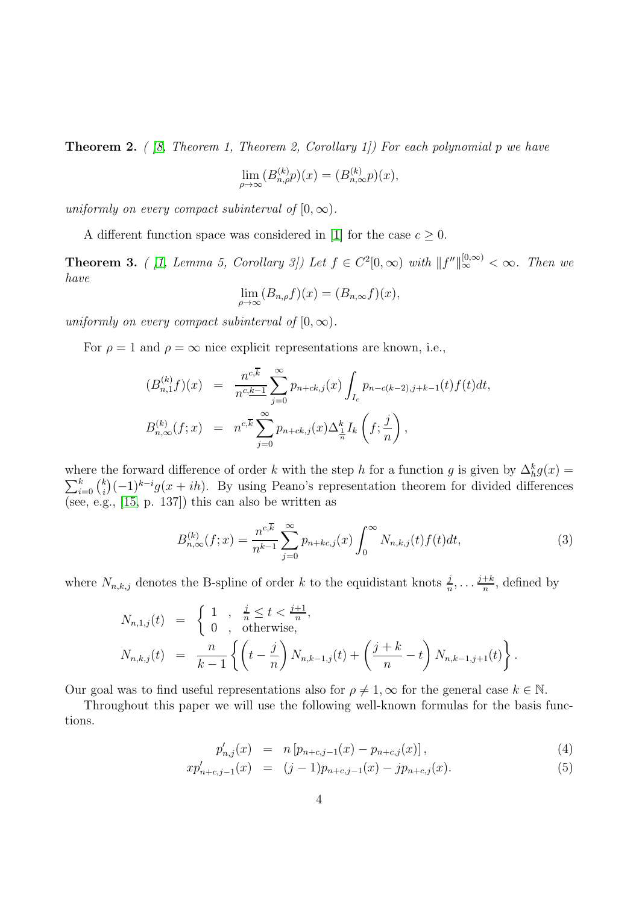**Theorem 2.** *( [8, Theorem 1, Theorem 2, Corollary 1]) For each polynomial $p$ we have*

$$\lim_{\rho\to\infty}(B_{n,\rho}^{(k)}p)(x) = (B_{n,\infty}^{(k)}p)(x),$$

*uniformly on every compact subinterval of $[0,\infty)$.*

A different function space was considered in [1] for the case $c \geq 0$.

**Theorem 3.** *( [1, Lemma 5, Corollary 3]) Let $f \in C^2[0,\infty)$ with $\|f''\|_\infty^{[0,\infty)} < \infty$. Then we have*

$$\lim_{\rho\to\infty}(B_{n,\rho}f)(x) = (B_{n,\infty}f)(x),$$

*uniformly on every compact subinterval of $[0,\infty)$.*

For $\rho = 1$ and $\rho = \infty$ nice explicit representations are known, i.e.,

$$\begin{aligned}
(B_{n,1}^{(k)}f)(x) &= \frac{n^{c,\overline{k}}}{n^{c,\underline{k-1}}}\sum_{j=0}^{\infty} p_{n+ck,j}(x)\int_{I_c} p_{n-c(k-2),j+k-1}(t)f(t)dt,\\
B_{n,\infty}^{(k)}(f;x) &= n^{c,\overline{k}}\sum_{j=0}^{\infty} p_{n+ck,j}(x)\Delta_{\frac{1}{n}}^k I_k\left(f;\frac{j}{n}\right),
\end{aligned}$$

where the forward difference of order $k$ with the step $h$ for a function $g$ is given by $\Delta_h^k g(x) = \sum_{i=0}^k \binom{k}{i}(-1)^{k-i}g(x+ih)$. By using Peano's representation theorem for divided differences (see, e.g., [15, p. 137]) this can also be written as

$$B_{n,\infty}^{(k)}(f;x) = \frac{n^{c,\overline{k}}}{n^{k-1}}\sum_{j=0}^{\infty} p_{n+kc,j}(x)\int_0^\infty N_{n,k,j}(t)f(t)dt, \tag{3}$$

where $N_{n,k,j}$ denotes the B-spline of order $k$ to the equidistant knots $\frac{j}{n},\ldots\frac{j+k}{n}$, defined by

$$\begin{aligned}
N_{n,1,j}(t) &= \begin{cases} 1 &, \ \frac{j}{n} \leq t < \frac{j+1}{n},\\ 0 &, \ \text{otherwise,}\end{cases}\\
N_{n,k,j}(t) &= \frac{n}{k-1}\left\{\left(t-\frac{j}{n}\right)N_{n,k-1,j}(t) + \left(\frac{j+k}{n}-t\right)N_{n,k-1,j+1}(t)\right\}.
\end{aligned}$$

Our goal was to find useful representations also for $\rho \neq 1,\infty$ for the general case $k \in \mathbb{N}$.

Throughout this paper we will use the following well-known formulas for the basis functions.

$$p'_{n,j}(x) = n\left[p_{n+c,j-1}(x) - p_{n+c,j}(x)\right], \tag{4}$$

$$xp'_{n+c,j-1}(x) = (j-1)p_{n+c,j-1}(x) - jp_{n+c,j}(x). \tag{5}$$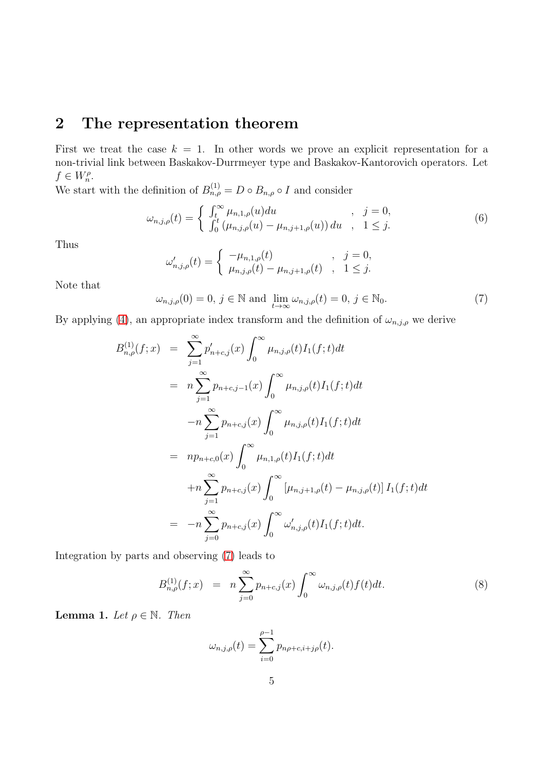## 2 The representation theorem

First we treat the case $k = 1$. In other words we prove an explicit representation for a non-trivial link between Baskakov-Durrmeyer type and Baskakov-Kantorovich operators. Let $f \in W_n^\rho$.

We start with the definition of $B_{n,\rho}^{(1)} = D \circ B_{n,\rho} \circ I$ and consider

$$\omega_{n,j,\rho}(t) = \begin{cases} \int_t^\infty \mu_{n,1,\rho}(u)du & , \quad j = 0, \\ \int_0^t (\mu_{n,j,\rho}(u) - \mu_{n,j+1,\rho}(u))\, du & , \quad 1 \leq j. \end{cases} \tag{6}$$

Thus

$$\omega'_{n,j,\rho}(t) = \begin{cases} -\mu_{n,1,\rho}(t) & , \quad j = 0, \\ \mu_{n,j,\rho}(t) - \mu_{n,j+1,\rho}(t) & , \quad 1 \leq j. \end{cases}$$

Note that

$$\omega_{n,j,\rho}(0) = 0,\ j \in \mathbb{N} \text{ and } \lim_{t\to\infty} \omega_{n,j,\rho}(t) = 0,\ j \in \mathbb{N}_0. \tag{7}$$

By applying (4), an appropriate index transform and the definition of $\omega_{n,j,\rho}$ we derive

$$\begin{aligned}
B_{n,\rho}^{(1)}(f;x) &= \sum_{j=1}^{\infty} p'_{n+c,j}(x) \int_0^\infty \mu_{n,j,\rho}(t) I_1(f;t)dt \\
&= n \sum_{j=1}^{\infty} p_{n+c,j-1}(x) \int_0^\infty \mu_{n,j,\rho}(t) I_1(f;t)dt \\
&\quad - n \sum_{j=1}^{\infty} p_{n+c,j}(x) \int_0^\infty \mu_{n,j,\rho}(t) I_1(f;t)dt \\
&= n p_{n+c,0}(x) \int_0^\infty \mu_{n,1,\rho}(t) I_1(f;t)dt \\
&\quad + n \sum_{j=1}^{\infty} p_{n+c,j}(x) \int_0^\infty \left[\mu_{n,j+1,\rho}(t) - \mu_{n,j,\rho}(t)\right] I_1(f;t)dt \\
&= -n \sum_{j=0}^{\infty} p_{n+c,j}(x) \int_0^\infty \omega'_{n,j,\rho}(t) I_1(f;t)dt.
\end{aligned}$$

Integration by parts and observing (7) leads to

$$B_{n,\rho}^{(1)}(f;x) = n \sum_{j=0}^{\infty} p_{n+c,j}(x) \int_0^\infty \omega_{n,j,\rho}(t) f(t)dt. \tag{8}$$

**Lemma 1.** *Let $\rho \in \mathbb{N}$. Then*

$$\omega_{n,j,\rho}(t) = \sum_{i=0}^{\rho-1} p_{n\rho+c,i+j\rho}(t).$$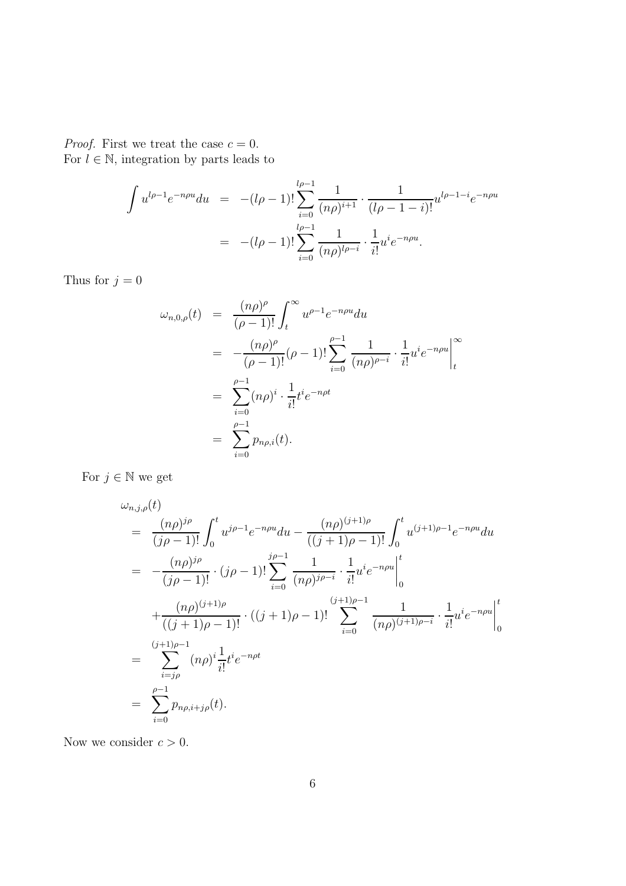*Proof.* First we treat the case $c = 0$.
For $l \in \mathbb{N}$, integration by parts leads to

$$
\begin{aligned}
\int u^{l\rho-1}e^{-n\rho u}du &= -(l\rho-1)!\sum_{i=0}^{l\rho-1}\frac{1}{(n\rho)^{i+1}}\cdot\frac{1}{(l\rho-1-i)!}u^{l\rho-1-i}e^{-n\rho u} \\
&= -(l\rho-1)!\sum_{i=0}^{l\rho-1}\frac{1}{(n\rho)^{l\rho-i}}\cdot\frac{1}{i!}u^{i}e^{-n\rho u}.
\end{aligned}
$$

Thus for $j = 0$

$$
\begin{aligned}
\omega_{n,0,\rho}(t) &= \frac{(n\rho)^{\rho}}{(\rho-1)!}\int_t^{\infty}u^{\rho-1}e^{-n\rho u}du \\
&= -\frac{(n\rho)^{\rho}}{(\rho-1)!}(\rho-1)!\sum_{i=0}^{\rho-1}\frac{1}{(n\rho)^{\rho-i}}\cdot\frac{1}{i!}u^{i}e^{-n\rho u}\Bigg|_t^{\infty} \\
&= \sum_{i=0}^{\rho-1}(n\rho)^{i}\cdot\frac{1}{i!}t^{i}e^{-n\rho t} \\
&= \sum_{i=0}^{\rho-1}p_{n\rho,i}(t).
\end{aligned}
$$

For $j \in \mathbb{N}$ we get

$$
\begin{aligned}
&\omega_{n,j,\rho}(t) \\
&= \frac{(n\rho)^{j\rho}}{(j\rho-1)!}\int_0^{t}u^{j\rho-1}e^{-n\rho u}du - \frac{(n\rho)^{(j+1)\rho}}{((j+1)\rho-1)!}\int_0^{t}u^{(j+1)\rho-1}e^{-n\rho u}du \\
&= -\frac{(n\rho)^{j\rho}}{(j\rho-1)!}\cdot(j\rho-1)!\sum_{i=0}^{j\rho-1}\frac{1}{(n\rho)^{j\rho-i}}\cdot\frac{1}{i!}u^{i}e^{-n\rho u}\Bigg|_0^{t} \\
&\quad +\frac{(n\rho)^{(j+1)\rho}}{((j+1)\rho-1)!}\cdot((j+1)\rho-1)!\sum_{i=0}^{(j+1)\rho-1}\frac{1}{(n\rho)^{(j+1)\rho-i}}\cdot\frac{1}{i!}u^{i}e^{-n\rho u}\Bigg|_0^{t} \\
&= \sum_{i=j\rho}^{(j+1)\rho-1}(n\rho)^{i}\frac{1}{i!}t^{i}e^{-n\rho t} \\
&= \sum_{i=0}^{\rho-1}p_{n\rho,i+j\rho}(t).
\end{aligned}
$$

Now we consider $c > 0$.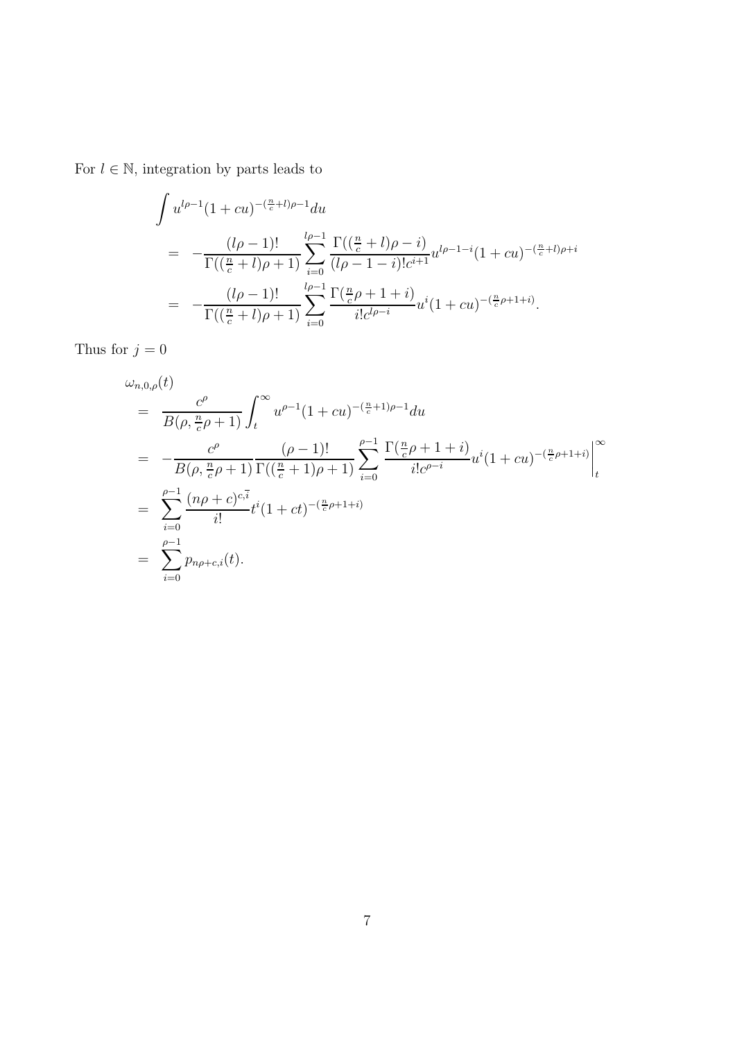For $l \in \mathbb{N}$, integration by parts leads to

$$
\begin{aligned}
&\int u^{l\rho-1}(1+cu)^{-(\frac{n}{c}+l)\rho-1}du \\
&= -\frac{(l\rho-1)!}{\Gamma((\frac{n}{c}+l)\rho+1)}\sum_{i=0}^{l\rho-1}\frac{\Gamma((\frac{n}{c}+l)\rho-i)}{(l\rho-1-i)!c^{i+1}}u^{l\rho-1-i}(1+cu)^{-(\frac{n}{c}+l)\rho+i} \\
&= -\frac{(l\rho-1)!}{\Gamma((\frac{n}{c}+l)\rho+1)}\sum_{i=0}^{l\rho-1}\frac{\Gamma(\frac{n}{c}\rho+1+i)}{i!c^{l\rho-i}}u^{i}(1+cu)^{-(\frac{n}{c}\rho+1+i)}.
\end{aligned}
$$

Thus for $j=0$

$$
\begin{aligned}
&\omega_{n,0,\rho}(t) \\
&= \frac{c^{\rho}}{B(\rho,\frac{n}{c}\rho+1)}\int_{t}^{\infty}u^{\rho-1}(1+cu)^{-(\frac{n}{c}+1)\rho-1}du \\
&= -\frac{c^{\rho}}{B(\rho,\frac{n}{c}\rho+1)}\frac{(\rho-1)!}{\Gamma((\frac{n}{c}+1)\rho+1)}\sum_{i=0}^{\rho-1}\frac{\Gamma(\frac{n}{c}\rho+1+i)}{i!c^{\rho-i}}u^{i}(1+cu)^{-(\frac{n}{c}\rho+1+i)}\Bigg|_{t}^{\infty} \\
&= \sum_{i=0}^{\rho-1}\frac{(n\rho+c)^{c,\overline{i}}}{i!}t^{i}(1+ct)^{-(\frac{n}{c}\rho+1+i)} \\
&= \sum_{i=0}^{\rho-1}p_{n\rho+c,i}(t).
\end{aligned}
$$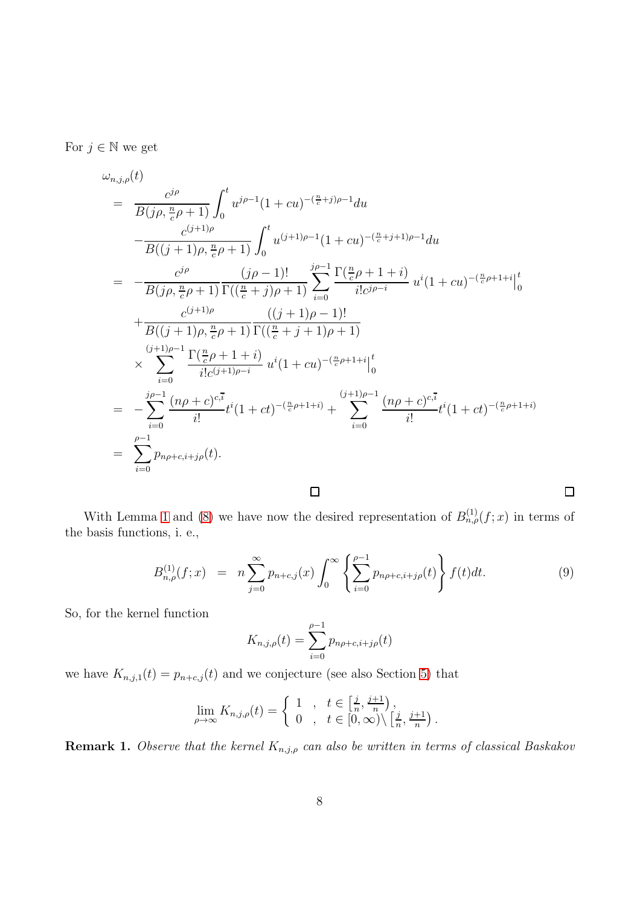For $j \in \mathbb{N}$ we get

$$
\begin{aligned}
&\omega_{n,j,\rho}(t) \\
&= \frac{c^{j\rho}}{B(j\rho, \frac{n}{c}\rho+1)} \int_0^t u^{j\rho-1}(1+cu)^{-(\frac{n}{c}+j)\rho-1} du \\
&\quad - \frac{c^{(j+1)\rho}}{B((j+1)\rho, \frac{n}{c}\rho+1)} \int_0^t u^{(j+1)\rho-1}(1+cu)^{-(\frac{n}{c}+j+1)\rho-1} du \\
&= -\frac{c^{j\rho}}{B(j\rho, \frac{n}{c}\rho+1)} \frac{(j\rho-1)!}{\Gamma((\frac{n}{c}+j)\rho+1)} \sum_{i=0}^{j\rho-1} \frac{\Gamma(\frac{n}{c}\rho+1+i)}{i! c^{j\rho-i}} \, u^i (1+cu)^{-(\frac{n}{c}\rho+1+i}\Big|_0^t \\
&\quad + \frac{c^{(j+1)\rho}}{B((j+1)\rho, \frac{n}{c}\rho+1)} \frac{((j+1)\rho-1)!}{\Gamma((\frac{n}{c}+j+1)\rho+1)} \\
&\quad \times \sum_{i=0}^{(j+1)\rho-1} \frac{\Gamma(\frac{n}{c}\rho+1+i)}{i! c^{(j+1)\rho-i}} \, u^i (1+cu)^{-(\frac{n}{c}\rho+1+i}\Big|_0^t \\
&= -\sum_{i=0}^{j\rho-1} \frac{(n\rho+c)^{c,\overline{i}}}{i!} t^i (1+ct)^{-(\frac{n}{c}\rho+1+i)} + \sum_{i=0}^{(j+1)\rho-1} \frac{(n\rho+c)^{c,\overline{i}}}{i!} t^i (1+ct)^{-(\frac{n}{c}\rho+1+i)} \\
&= \sum_{i=0}^{\rho-1} p_{n\rho+c, i+j\rho}(t).
\end{aligned}
$$

□ □

With Lemma 1 and (8) we have now the desired representation of $B_{n,\rho}^{(1)}(f;x)$ in terms of the basis functions, i. e.,

$$
B_{n,\rho}^{(1)}(f;x) \;=\; n \sum_{j=0}^{\infty} p_{n+c,j}(x) \int_0^{\infty} \left\{ \sum_{i=0}^{\rho-1} p_{n\rho+c, i+j\rho}(t) \right\} f(t) dt. \tag{9}
$$

So, for the kernel function

$$
K_{n,j,\rho}(t) = \sum_{i=0}^{\rho-1} p_{n\rho+c, i+j\rho}(t)
$$

we have $K_{n,j,1}(t) = p_{n+c,j}(t)$ and we conjecture (see also Section 5) that

$$
\lim_{\rho \to \infty} K_{n,j,\rho}(t) = \begin{cases} 1 & , \quad t \in \left[\frac{j}{n}, \frac{j+1}{n}\right), \\ 0 & , \quad t \in [0,\infty) \setminus \left[\frac{j}{n}, \frac{j+1}{n}\right). \end{cases}
$$

**Remark 1.** *Observe that the kernel $K_{n,j,\rho}$ can also be written in terms of classical Baskakov*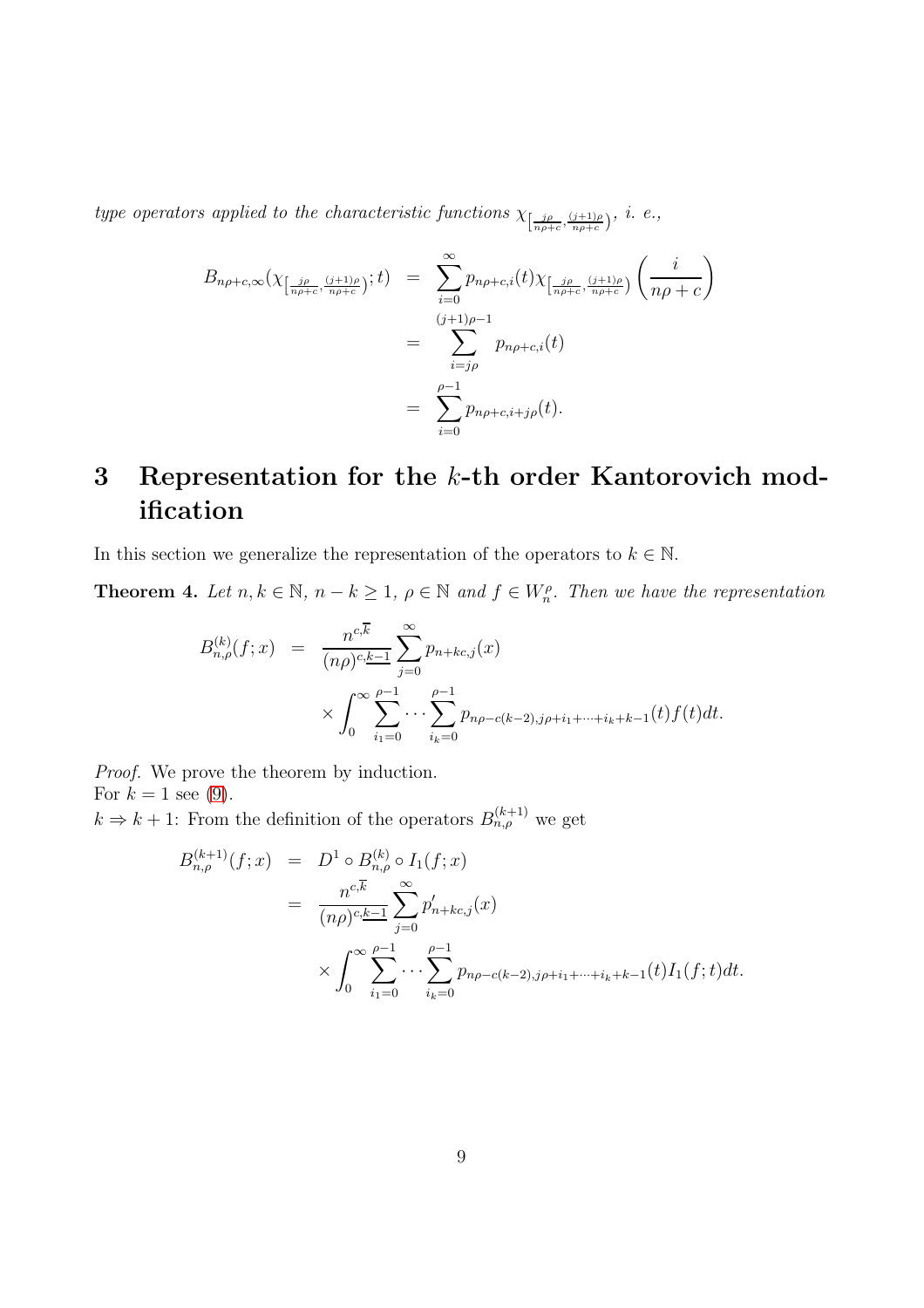*type operators applied to the characteristic functions* $\chi_{\left[\frac{j\rho}{n\rho+c},\frac{(j+1)\rho}{n\rho+c}\right)}$, *i. e.,*

$$
\begin{aligned}
B_{n\rho+c,\infty}(\chi_{\left[\frac{j\rho}{n\rho+c},\frac{(j+1)\rho}{n\rho+c}\right)};t) &= \sum_{i=0}^{\infty} p_{n\rho+c,i}(t)\chi_{\left[\frac{j\rho}{n\rho+c},\frac{(j+1)\rho}{n\rho+c}\right)}\left(\frac{i}{n\rho+c}\right) \\
&= \sum_{i=j\rho}^{(j+1)\rho-1} p_{n\rho+c,i}(t) \\
&= \sum_{i=0}^{\rho-1} p_{n\rho+c,i+j\rho}(t).
\end{aligned}
$$

# 3 Representation for the $k$-th order Kantorovich modification

In this section we generalize the representation of the operators to $k \in \mathbb{N}$.

**Theorem 4.** *Let $n, k \in \mathbb{N}$, $n - k \geq 1$, $\rho \in \mathbb{N}$ and $f \in W_n^\rho$. Then we have the representation*

$$
\begin{aligned}
B_{n,\rho}^{(k)}(f;x) &= \frac{n^{c,\overline{k}}}{(n\rho)^{c,\underline{k-1}}} \sum_{j=0}^{\infty} p_{n+kc,j}(x) \\
&\quad \times \int_0^\infty \sum_{i_1=0}^{\rho-1} \cdots \sum_{i_k=0}^{\rho-1} p_{n\rho-c(k-2),j\rho+i_1+\cdots+i_k+k-1}(t) f(t)dt.
\end{aligned}
$$

*Proof.* We prove the theorem by induction.
For $k = 1$ see (9).
$k \Rightarrow k+1$: From the definition of the operators $B_{n,\rho}^{(k+1)}$ we get

$$
\begin{aligned}
B_{n,\rho}^{(k+1)}(f;x) &= D^1 \circ B_{n,\rho}^{(k)} \circ I_1(f;x) \\
&= \frac{n^{c,\overline{k}}}{(n\rho)^{c,\underline{k-1}}} \sum_{j=0}^{\infty} p'_{n+kc,j}(x) \\
&\quad \times \int_0^\infty \sum_{i_1=0}^{\rho-1} \cdots \sum_{i_k=0}^{\rho-1} p_{n\rho-c(k-2),j\rho+i_1+\cdots+i_k+k-1}(t) I_1(f;t)dt.
\end{aligned}
$$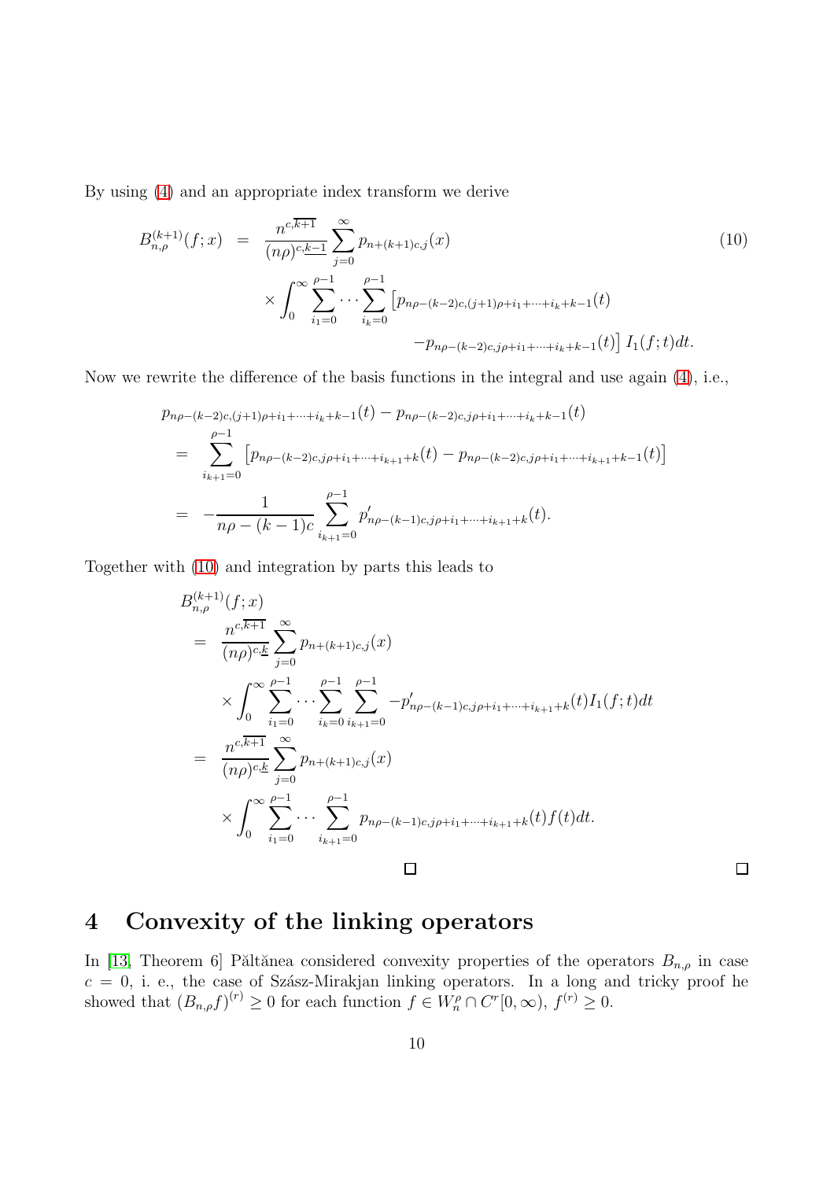By using (4) and an appropriate index transform we derive

$$
\begin{aligned}
B_{n,\rho}^{(k+1)}(f;x) &= \frac{n^{c,\overline{k+1}}}{(n\rho)^{c,\underline{k-1}}} \sum_{j=0}^{\infty} p_{n+(k+1)c,j}(x) \\
&\quad \times \int_0^\infty \sum_{i_1=0}^{\rho-1} \cdots \sum_{i_k=0}^{\rho-1} \left[ p_{n\rho-(k-2)c,(j+1)\rho+i_1+\cdots+i_k+k-1}(t) \right. \\
&\quad \left. - p_{n\rho-(k-2)c,j\rho+i_1+\cdots+i_k+k-1}(t) \right] I_1(f;t)dt.
\end{aligned} \tag{10}
$$

Now we rewrite the difference of the basis functions in the integral and use again (4), i.e.,

$$
\begin{aligned}
& p_{n\rho-(k-2)c,(j+1)\rho+i_1+\cdots+i_k+k-1}(t) - p_{n\rho-(k-2)c,j\rho+i_1+\cdots+i_k+k-1}(t) \\
&= \sum_{i_{k+1}=0}^{\rho-1} \left[ p_{n\rho-(k-2)c,j\rho+i_1+\cdots+i_{k+1}+k}(t) - p_{n\rho-(k-2)c,j\rho+i_1+\cdots+i_{k+1}+k-1}(t) \right] \\
&= -\frac{1}{n\rho-(k-1)c} \sum_{i_{k+1}=0}^{\rho-1} p'_{n\rho-(k-1)c,j\rho+i_1+\cdots+i_{k+1}+k}(t).
\end{aligned}
$$

Together with (10) and integration by parts this leads to

$$
\begin{aligned}
& B_{n,\rho}^{(k+1)}(f;x) \\
&= \frac{n^{c,\overline{k+1}}}{(n\rho)^{c,\underline{k}}} \sum_{j=0}^{\infty} p_{n+(k+1)c,j}(x) \\
&\quad \times \int_0^\infty \sum_{i_1=0}^{\rho-1} \cdots \sum_{i_k=0}^{\rho-1} \sum_{i_{k+1}=0}^{\rho-1} -p'_{n\rho-(k-1)c,j\rho+i_1+\cdots+i_{k+1}+k}(t) I_1(f;t)dt \\
&= \frac{n^{c,\overline{k+1}}}{(n\rho)^{c,\underline{k}}} \sum_{j=0}^{\infty} p_{n+(k+1)c,j}(x) \\
&\quad \times \int_0^\infty \sum_{i_1=0}^{\rho-1} \cdots \sum_{i_{k+1}=0}^{\rho-1} p_{n\rho-(k-1)c,j\rho+i_1+\cdots+i_{k+1}+k}(t) f(t)dt.
\end{aligned}
$$

□ □

# 4 Convexity of the linking operators

In [13, Theorem 6] Păltănea considered convexity properties of the operators $B_{n,\rho}$ in case $c = 0$, i. e., the case of Szász-Mirakjan linking operators. In a long and tricky proof he showed that $(B_{n,\rho}f)^{(r)} \geq 0$ for each function $f \in W_n^\rho \cap C^r[0,\infty)$, $f^{(r)} \geq 0$.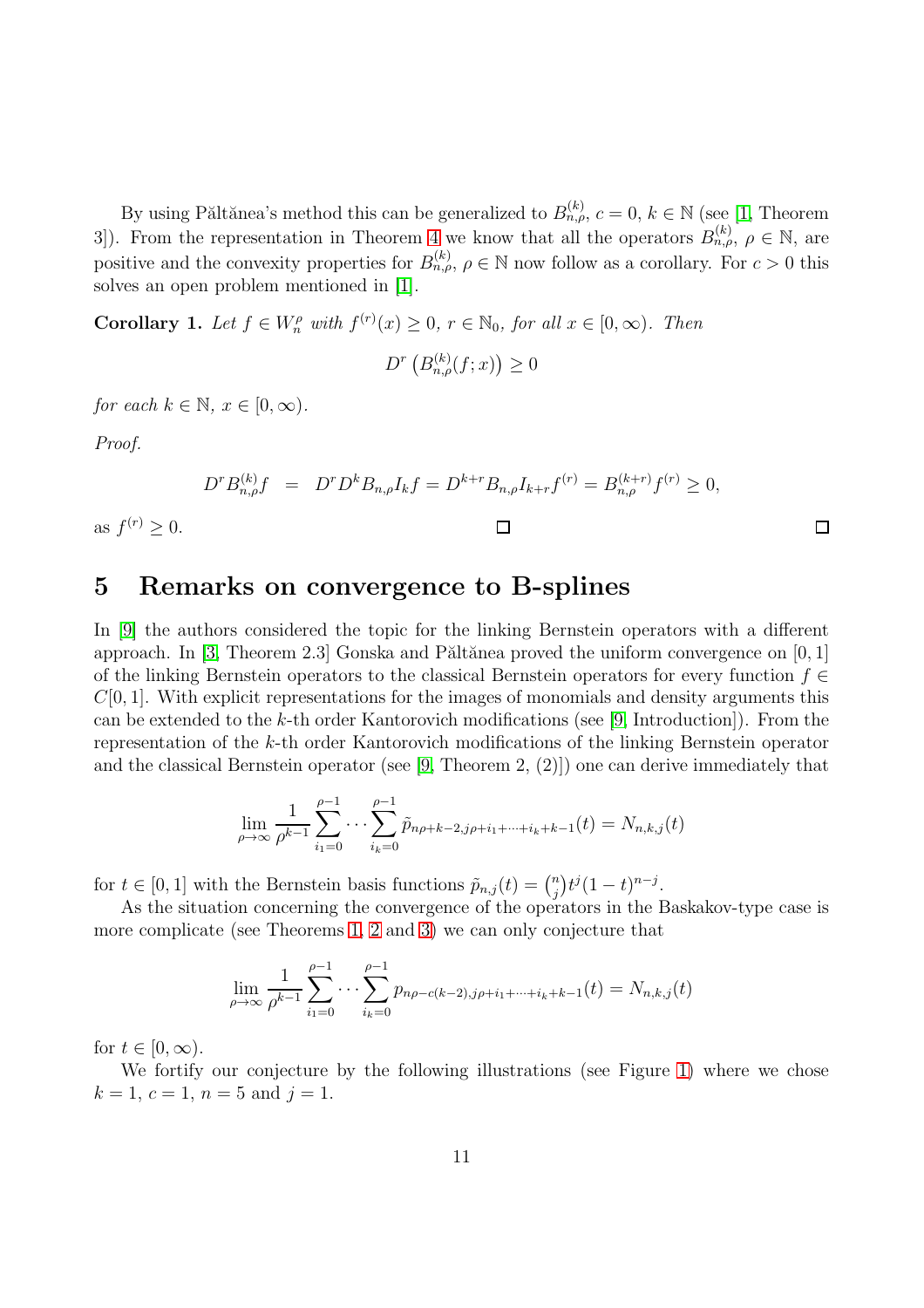By using Păltănea's method this can be generalized to $B_{n,\rho}^{(k)}$, $c = 0$, $k \in \mathbb{N}$ (see [1, Theorem 3]). From the representation in Theorem 4 we know that all the operators $B_{n,\rho}^{(k)}$, $\rho \in \mathbb{N}$, are positive and the convexity properties for $B_{n,\rho}^{(k)}$, $\rho \in \mathbb{N}$ now follow as a corollary. For $c > 0$ this solves an open problem mentioned in [1].

**Corollary 1.** *Let $f \in W_n^\rho$ with $f^{(r)}(x) \geq 0$, $r \in \mathbb{N}_0$, for all $x \in [0, \infty)$. Then*

$$D^r \left( B_{n,\rho}^{(k)}(f;x) \right) \geq 0$$

*for each $k \in \mathbb{N}$, $x \in [0, \infty)$.*

*Proof.*

$$D^r B_{n,\rho}^{(k)} f = D^r D^k B_{n,\rho} I_k f = D^{k+r} B_{n,\rho} I_{k+r} f^{(r)} = B_{n,\rho}^{(k+r)} f^{(r)} \geq 0,$$

as $f^{(r)} \geq 0$. □ □

## 5 Remarks on convergence to B-splines

In [9] the authors considered the topic for the linking Bernstein operators with a different approach. In [3, Theorem 2.3] Gonska and Păltănea proved the uniform convergence on $[0,1]$ of the linking Bernstein operators to the classical Bernstein operators for every function $f \in C[0,1]$. With explicit representations for the images of monomials and density arguments this can be extended to the $k$-th order Kantorovich modifications (see [9, Introduction]). From the representation of the $k$-th order Kantorovich modifications of the linking Bernstein operator and the classical Bernstein operator (see [9, Theorem 2, (2)]) one can derive immediately that

$$\lim_{\rho\to\infty} \frac{1}{\rho^{k-1}} \sum_{i_1=0}^{\rho-1} \cdots \sum_{i_k=0}^{\rho-1} \tilde{p}_{n\rho+k-2, j\rho+i_1+\cdots+i_k+k-1}(t) = N_{n,k,j}(t)$$

for $t \in [0,1]$ with the Bernstein basis functions $\tilde{p}_{n,j}(t) = \binom{n}{j} t^j (1-t)^{n-j}$.

As the situation concerning the convergence of the operators in the Baskakov-type case is more complicate (see Theorems 1, 2 and 3) we can only conjecture that

$$\lim_{\rho\to\infty} \frac{1}{\rho^{k-1}} \sum_{i_1=0}^{\rho-1} \cdots \sum_{i_k=0}^{\rho-1} p_{n\rho-c(k-2), j\rho+i_1+\cdots+i_k+k-1}(t) = N_{n,k,j}(t)$$

for $t \in [0, \infty)$.

We fortify our conjecture by the following illustrations (see Figure 1) where we chose $k = 1$, $c = 1$, $n = 5$ and $j = 1$.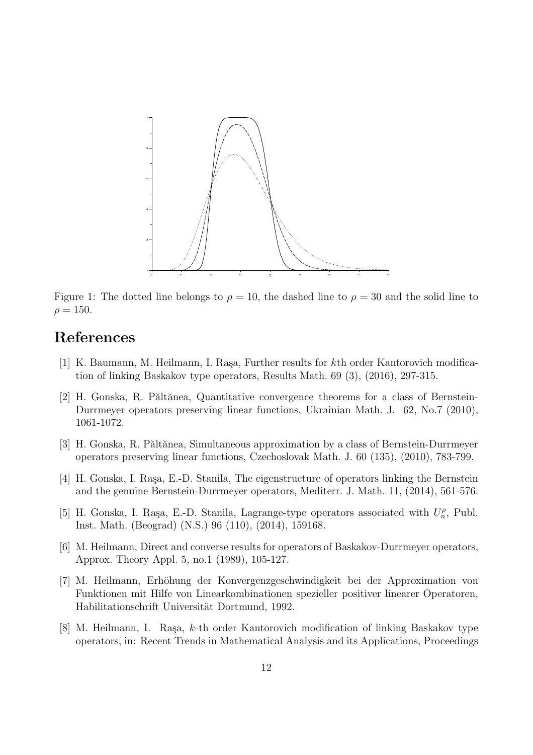Figure 1: The dotted line belongs to $\rho = 10$, the dashed line to $\rho = 30$ and the solid line to $\rho = 150$.

## References

[1] K. Baumann, M. Heilmann, I. Raşa, Further results for $k$th order Kantorovich modification of linking Baskakov type operators, Results Math. 69 (3), (2016), 297-315.

[2] H. Gonska, R. Păltănea, Quantitative convergence theorems for a class of Bernstein-Durrmeyer operators preserving linear functions, Ukrainian Math. J. 62, No.7 (2010), 1061-1072.

[3] H. Gonska, R. Păltănea, Simultaneous approximation by a class of Bernstein-Durrmeyer operators preserving linear functions, Czechoslovak Math. J. 60 (135), (2010), 783-799.

[4] H. Gonska, I. Raşa, E.-D. Stanila, The eigenstructure of operators linking the Bernstein and the genuine Bernstein-Durrmeyer operators, Mediterr. J. Math. 11, (2014), 561-576.

[5] H. Gonska, I. Raşa, E.-D. Stanila, Lagrange-type operators associated with $U_n^\rho$, Publ. Inst. Math. (Beograd) (N.S.) 96 (110), (2014), 159168.

[6] M. Heilmann, Direct and converse results for operators of Baskakov-Durrmeyer operators, Approx. Theory Appl. 5, no.1 (1989), 105-127.

[7] M. Heilmann, Erhöhung der Konvergenzgeschwindigkeit bei der Approximation von Funktionen mit Hilfe von Linearkombinationen spezieller positiver linearer Operatoren, Habilitationschrift Universität Dortmund, 1992.

[8] M. Heilmann, I. Raşa, $k$-th order Kantorovich modification of linking Baskakov type operators, in: Recent Trends in Mathematical Analysis and its Applications, Proceedings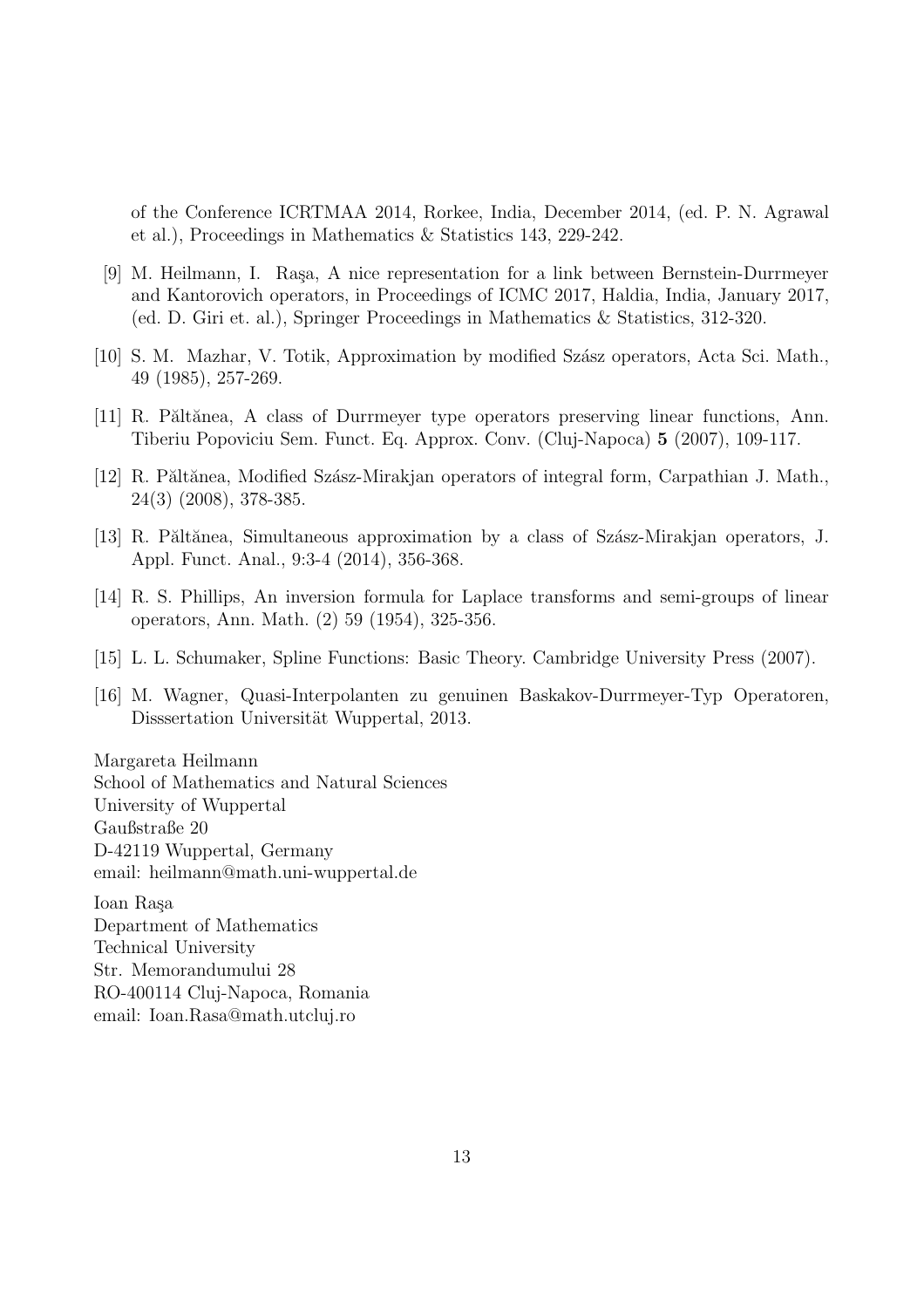of the Conference ICRTMAA 2014, Rorkee, India, December 2014, (ed. P. N. Agrawal et al.), Proceedings in Mathematics & Statistics 143, 229-242.

[9] M. Heilmann, I. Raşa, A nice representation for a link between Bernstein-Durrmeyer and Kantorovich operators, in Proceedings of ICMC 2017, Haldia, India, January 2017, (ed. D. Giri et. al.), Springer Proceedings in Mathematics & Statistics, 312-320.

[10] S. M. Mazhar, V. Totik, Approximation by modified Szász operators, Acta Sci. Math., 49 (1985), 257-269.

[11] R. Păltănea, A class of Durrmeyer type operators preserving linear functions, Ann. Tiberiu Popoviciu Sem. Funct. Eq. Approx. Conv. (Cluj-Napoca) **5** (2007), 109-117.

[12] R. Păltănea, Modified Szász-Mirakjan operators of integral form, Carpathian J. Math., 24(3) (2008), 378-385.

[13] R. Păltănea, Simultaneous approximation by a class of Szász-Mirakjan operators, J. Appl. Funct. Anal., 9:3-4 (2014), 356-368.

[14] R. S. Phillips, An inversion formula for Laplace transforms and semi-groups of linear operators, Ann. Math. (2) 59 (1954), 325-356.

[15] L. L. Schumaker, Spline Functions: Basic Theory. Cambridge University Press (2007).

[16] M. Wagner, Quasi-Interpolanten zu genuinen Baskakov-Durrmeyer-Typ Operatoren, Disssertation Universität Wuppertal, 2013.

Margareta Heilmann
School of Mathematics and Natural Sciences
University of Wuppertal
Gaußstraße 20
D-42119 Wuppertal, Germany
email: heilmann@math.uni-wuppertal.de

Ioan Raşa
Department of Mathematics
Technical University
Str. Memorandumului 28
RO-400114 Cluj-Napoca, Romania
email: Ioan.Rasa@math.utcluj.ro